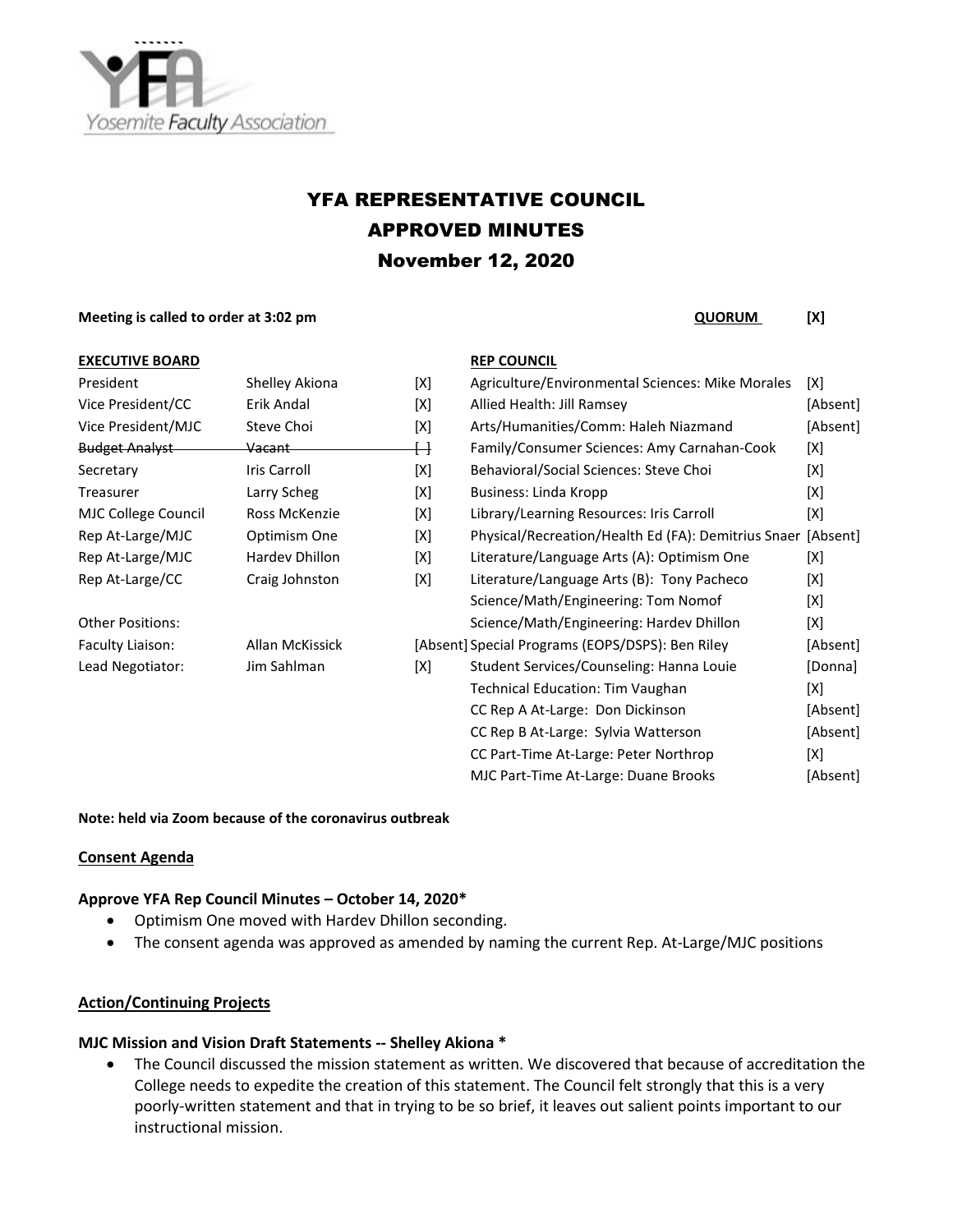# YFA REPRESENTATIVE COUNCIL
# APPROVED MINUTES
# November 12, 2020

**Meeting is called to order at 3:02 pm** **QUORUM** **[X]**

| **EXECUTIVE BOARD** | | |
|---|---|---|
| President | Shelley Akiona | [X] |
| Vice President/CC | Erik Andal | [X] |
| Vice President/MJC | Steve Choi | [X] |
| ~~Budget Analyst~~ | ~~Vacant~~ | ~~[ ]~~ |
| Secretary | Iris Carroll | [X] |
| Treasurer | Larry Scheg | [X] |
| MJC College Council | Ross McKenzie | [X] |
| Rep At-Large/MJC | Optimism One | [X] |
| Rep At-Large/MJC | Hardev Dhillon | [X] |
| Rep At-Large/CC | Craig Johnston | [X] |
| Other Positions: | | |
| Faculty Liaison: | Allan McKissick | [Absent] |
| Lead Negotiator: | Jim Sahlman | [X] |

| **REP COUNCIL** | |
|---|---|
| Agriculture/Environmental Sciences: Mike Morales | [X] |
| Allied Health: Jill Ramsey | [Absent] |
| Arts/Humanities/Comm: Haleh Niazmand | [Absent] |
| Family/Consumer Sciences: Amy Carnahan-Cook | [X] |
| Behavioral/Social Sciences: Steve Choi | [X] |
| Business: Linda Kropp | [X] |
| Library/Learning Resources: Iris Carroll | [X] |
| Physical/Recreation/Health Ed (FA): Demitrius Snaer | [Absent] |
| Literature/Language Arts (A): Optimism One | [X] |
| Literature/Language Arts (B): Tony Pacheco | [X] |
| Science/Math/Engineering: Tom Nomof | [X] |
| Science/Math/Engineering: Hardev Dhillon | [X] |
| Special Programs (EOPS/DSPS): Ben Riley | [Absent] |
| Student Services/Counseling: Hanna Louie | [Donna] |
| Technical Education: Tim Vaughan | [X] |
| CC Rep A At-Large: Don Dickinson | [Absent] |
| CC Rep B At-Large: Sylvia Watterson | [Absent] |
| CC Part-Time At-Large: Peter Northrop | [X] |
| MJC Part-Time At-Large: Duane Brooks | [Absent] |

**Note: held via Zoom because of the coronavirus outbreak**

## Consent Agenda

### Approve YFA Rep Council Minutes – October 14, 2020*

- Optimism One moved with Hardev Dhillon seconding.
- The consent agenda was approved as amended by naming the current Rep. At-Large/MJC positions

## Action/Continuing Projects

### MJC Mission and Vision Draft Statements -- Shelley Akiona *

- The Council discussed the mission statement as written. We discovered that because of accreditation the College needs to expedite the creation of this statement. The Council felt strongly that this is a very poorly-written statement and that in trying to be so brief, it leaves out salient points important to our instructional mission.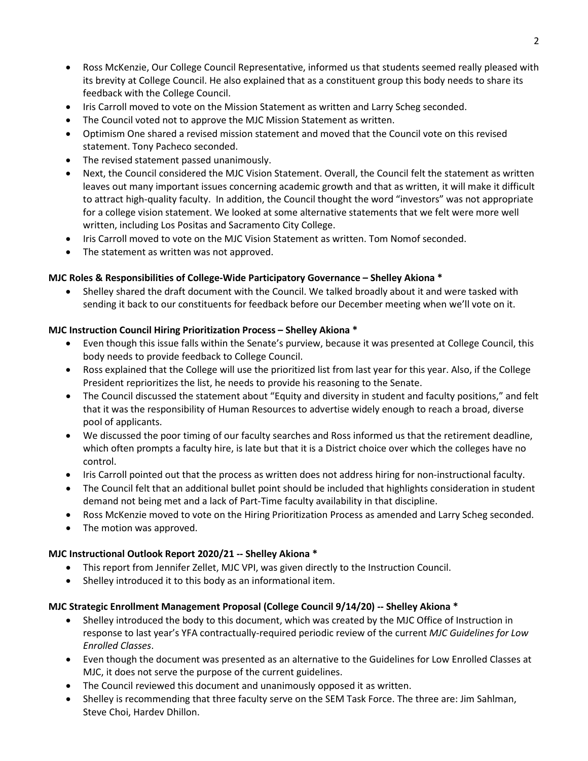- Ross McKenzie, Our College Council Representative, informed us that students seemed really pleased with its brevity at College Council. He also explained that as a constituent group this body needs to share its feedback with the College Council.
- Iris Carroll moved to vote on the Mission Statement as written and Larry Scheg seconded.
- The Council voted not to approve the MJC Mission Statement as written.
- Optimism One shared a revised mission statement and moved that the Council vote on this revised statement. Tony Pacheco seconded.
- The revised statement passed unanimously.
- Next, the Council considered the MJC Vision Statement. Overall, the Council felt the statement as written leaves out many important issues concerning academic growth and that as written, it will make it difficult to attract high-quality faculty. In addition, the Council thought the word "investors" was not appropriate for a college vision statement. We looked at some alternative statements that we felt were more well written, including Los Positas and Sacramento City College.
- Iris Carroll moved to vote on the MJC Vision Statement as written. Tom Nomof seconded.
- The statement as written was not approved.

**MJC Roles & Responsibilities of College-Wide Participatory Governance – Shelley Akiona ***

- Shelley shared the draft document with the Council. We talked broadly about it and were tasked with sending it back to our constituents for feedback before our December meeting when we'll vote on it.

**MJC Instruction Council Hiring Prioritization Process – Shelley Akiona ***

- Even though this issue falls within the Senate's purview, because it was presented at College Council, this body needs to provide feedback to College Council.
- Ross explained that the College will use the prioritized list from last year for this year. Also, if the College President reprioritizes the list, he needs to provide his reasoning to the Senate.
- The Council discussed the statement about "Equity and diversity in student and faculty positions," and felt that it was the responsibility of Human Resources to advertise widely enough to reach a broad, diverse pool of applicants.
- We discussed the poor timing of our faculty searches and Ross informed us that the retirement deadline, which often prompts a faculty hire, is late but that it is a District choice over which the colleges have no control.
- Iris Carroll pointed out that the process as written does not address hiring for non-instructional faculty.
- The Council felt that an additional bullet point should be included that highlights consideration in student demand not being met and a lack of Part-Time faculty availability in that discipline.
- Ross McKenzie moved to vote on the Hiring Prioritization Process as amended and Larry Scheg seconded.
- The motion was approved.

**MJC Instructional Outlook Report 2020/21 -- Shelley Akiona ***

- This report from Jennifer Zellet, MJC VPI, was given directly to the Instruction Council.
- Shelley introduced it to this body as an informational item.

**MJC Strategic Enrollment Management Proposal (College Council 9/14/20) -- Shelley Akiona ***

- Shelley introduced the body to this document, which was created by the MJC Office of Instruction in response to last year's YFA contractually-required periodic review of the current *MJC Guidelines for Low Enrolled Classes*.
- Even though the document was presented as an alternative to the Guidelines for Low Enrolled Classes at MJC, it does not serve the purpose of the current guidelines.
- The Council reviewed this document and unanimously opposed it as written.
- Shelley is recommending that three faculty serve on the SEM Task Force. The three are: Jim Sahlman, Steve Choi, Hardev Dhillon.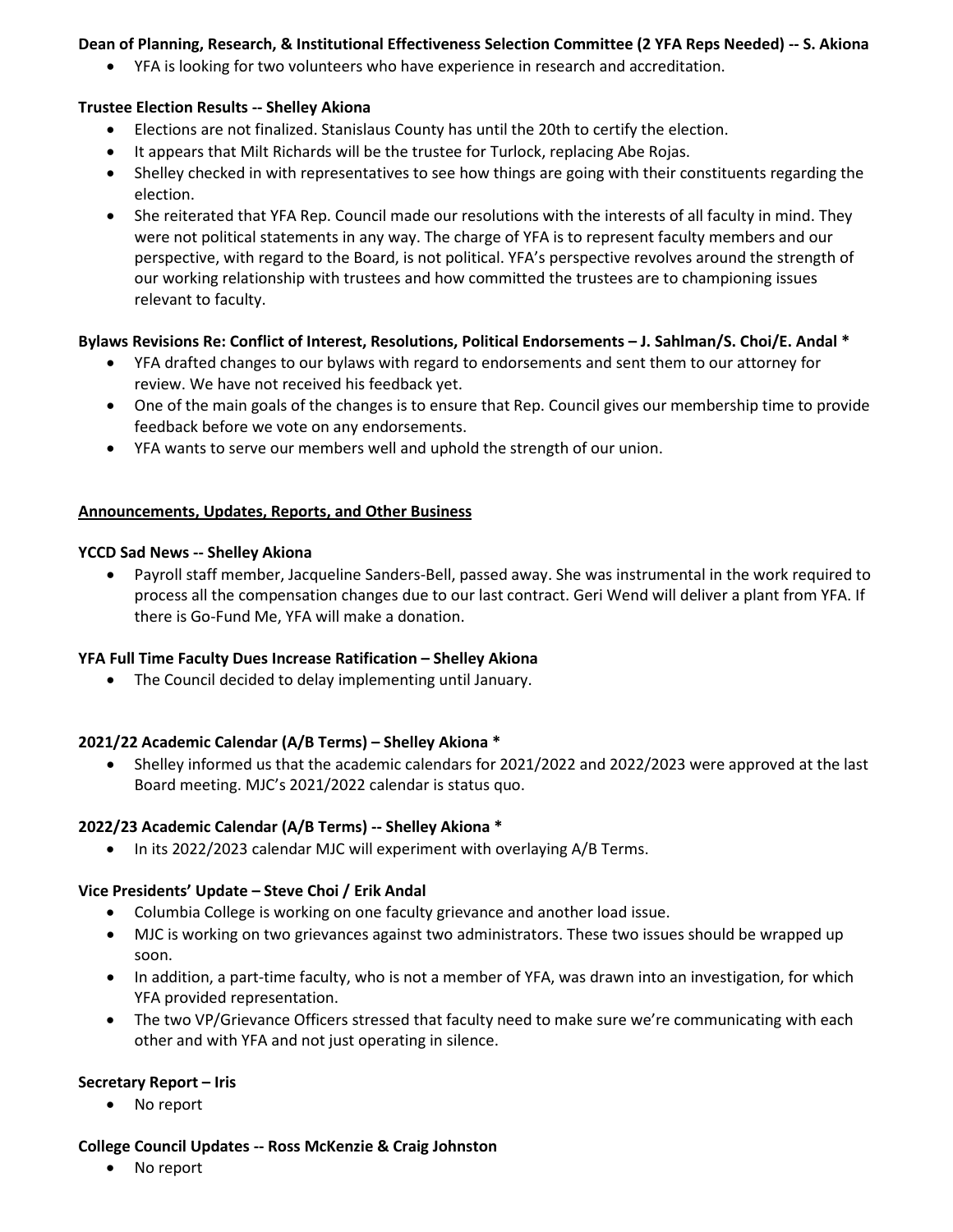**Dean of Planning, Research, & Institutional Effectiveness Selection Committee (2 YFA Reps Needed) -- S. Akiona**

- YFA is looking for two volunteers who have experience in research and accreditation.

**Trustee Election Results -- Shelley Akiona**

- Elections are not finalized. Stanislaus County has until the 20th to certify the election.
- It appears that Milt Richards will be the trustee for Turlock, replacing Abe Rojas.
- Shelley checked in with representatives to see how things are going with their constituents regarding the election.
- She reiterated that YFA Rep. Council made our resolutions with the interests of all faculty in mind. They were not political statements in any way. The charge of YFA is to represent faculty members and our perspective, with regard to the Board, is not political. YFA's perspective revolves around the strength of our working relationship with trustees and how committed the trustees are to championing issues relevant to faculty.

**Bylaws Revisions Re: Conflict of Interest, Resolutions, Political Endorsements – J. Sahlman/S. Choi/E. Andal \***

- YFA drafted changes to our bylaws with regard to endorsements and sent them to our attorney for review. We have not received his feedback yet.
- One of the main goals of the changes is to ensure that Rep. Council gives our membership time to provide feedback before we vote on any endorsements.
- YFA wants to serve our members well and uphold the strength of our union.

**<u>Announcements, Updates, Reports, and Other Business</u>**

**YCCD Sad News -- Shelley Akiona**

- Payroll staff member, Jacqueline Sanders-Bell, passed away. She was instrumental in the work required to process all the compensation changes due to our last contract. Geri Wend will deliver a plant from YFA. If there is Go-Fund Me, YFA will make a donation.

**YFA Full Time Faculty Dues Increase Ratification – Shelley Akiona**

- The Council decided to delay implementing until January.

**2021/22 Academic Calendar (A/B Terms) – Shelley Akiona \***

- Shelley informed us that the academic calendars for 2021/2022 and 2022/2023 were approved at the last Board meeting. MJC's 2021/2022 calendar is status quo.

**2022/23 Academic Calendar (A/B Terms) -- Shelley Akiona \***

- In its 2022/2023 calendar MJC will experiment with overlaying A/B Terms.

**Vice Presidents' Update – Steve Choi / Erik Andal**

- Columbia College is working on one faculty grievance and another load issue.
- MJC is working on two grievances against two administrators. These two issues should be wrapped up soon.
- In addition, a part-time faculty, who is not a member of YFA, was drawn into an investigation, for which YFA provided representation.
- The two VP/Grievance Officers stressed that faculty need to make sure we're communicating with each other and with YFA and not just operating in silence.

**Secretary Report – Iris**

- No report

**College Council Updates -- Ross McKenzie & Craig Johnston**

- No report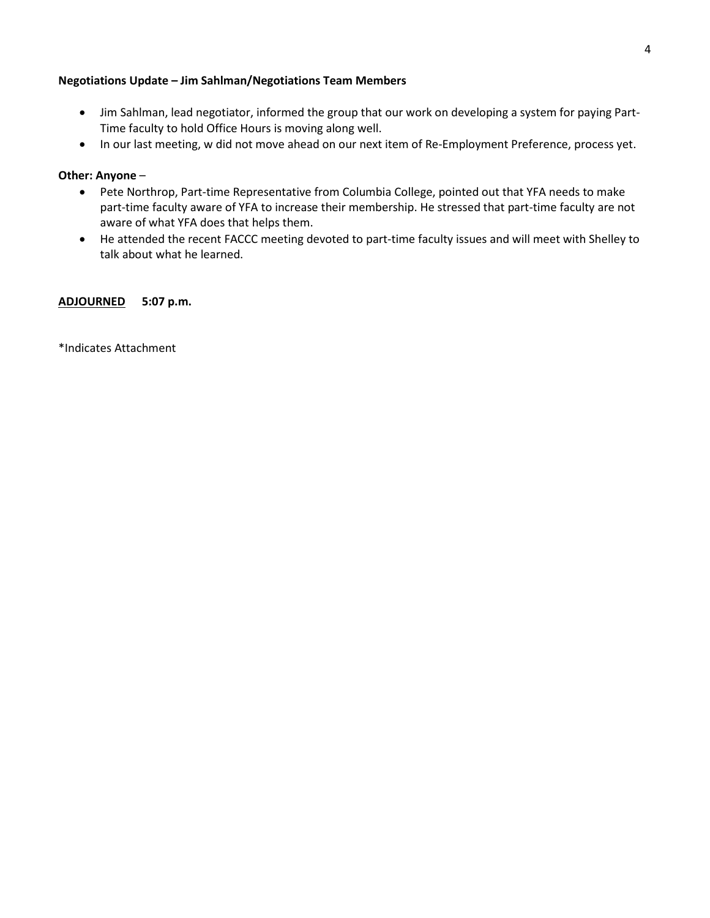**Negotiations Update – Jim Sahlman/Negotiations Team Members**

- Jim Sahlman, lead negotiator, informed the group that our work on developing a system for paying Part-Time faculty to hold Office Hours is moving along well.
- In our last meeting, w did not move ahead on our next item of Re-Employment Preference, process yet.

**Other: Anyone** –

- Pete Northrop, Part-time Representative from Columbia College, pointed out that YFA needs to make part-time faculty aware of YFA to increase their membership. He stressed that part-time faculty are not aware of what YFA does that helps them.
- He attended the recent FACCC meeting devoted to part-time faculty issues and will meet with Shelley to talk about what he learned.

**ADJOURNED 5:07 p.m.**

*Indicates Attachment